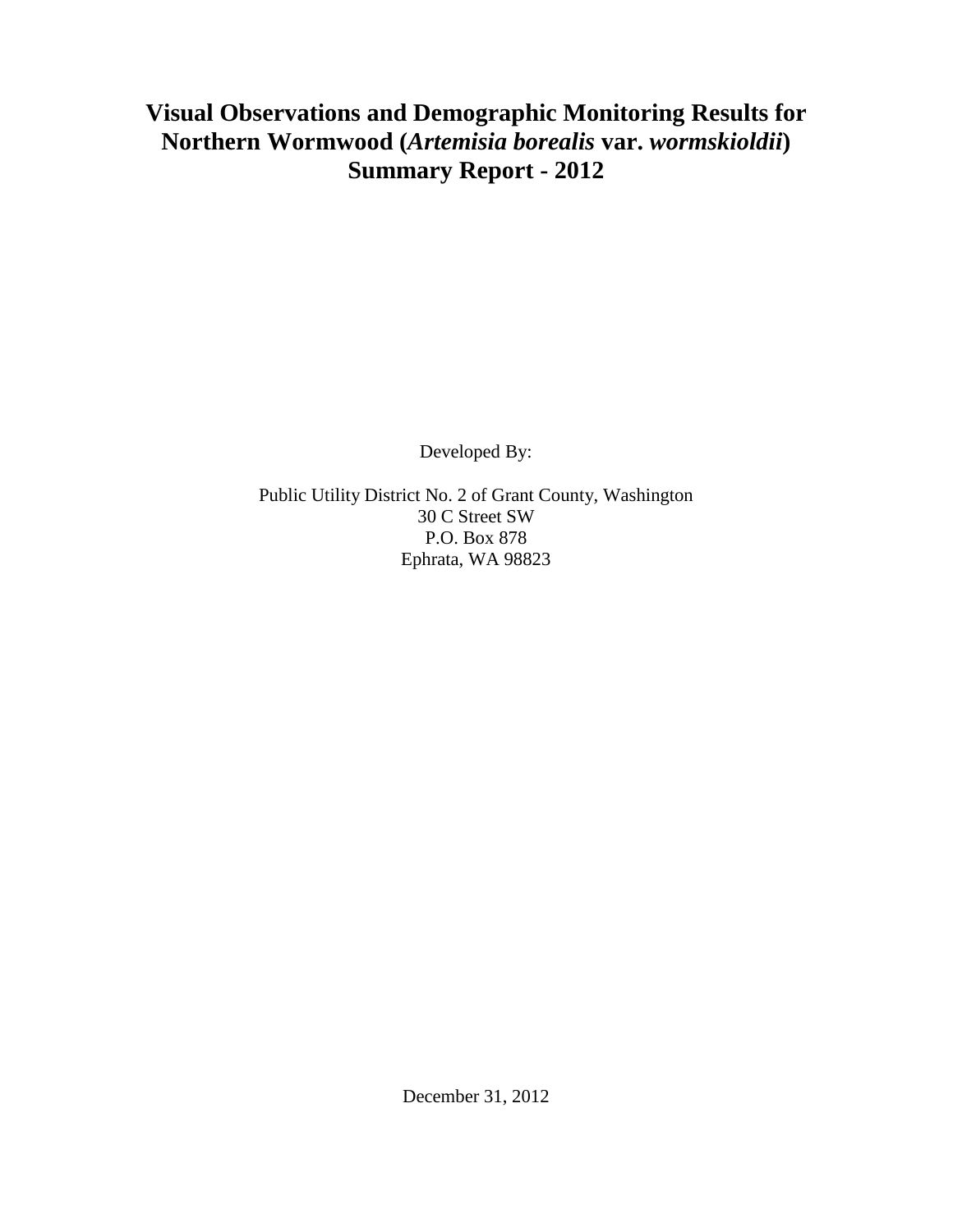# Visual Observations and Demographic Monitoring Results for Northern Wormwood (*Artemisia borealis* var. *wormskioldii*) Summary Report - 2012

Developed By:

Public Utility District No. 2 of Grant County, Washington
30 C Street SW
P.O. Box 878
Ephrata, WA 98823

December 31, 2012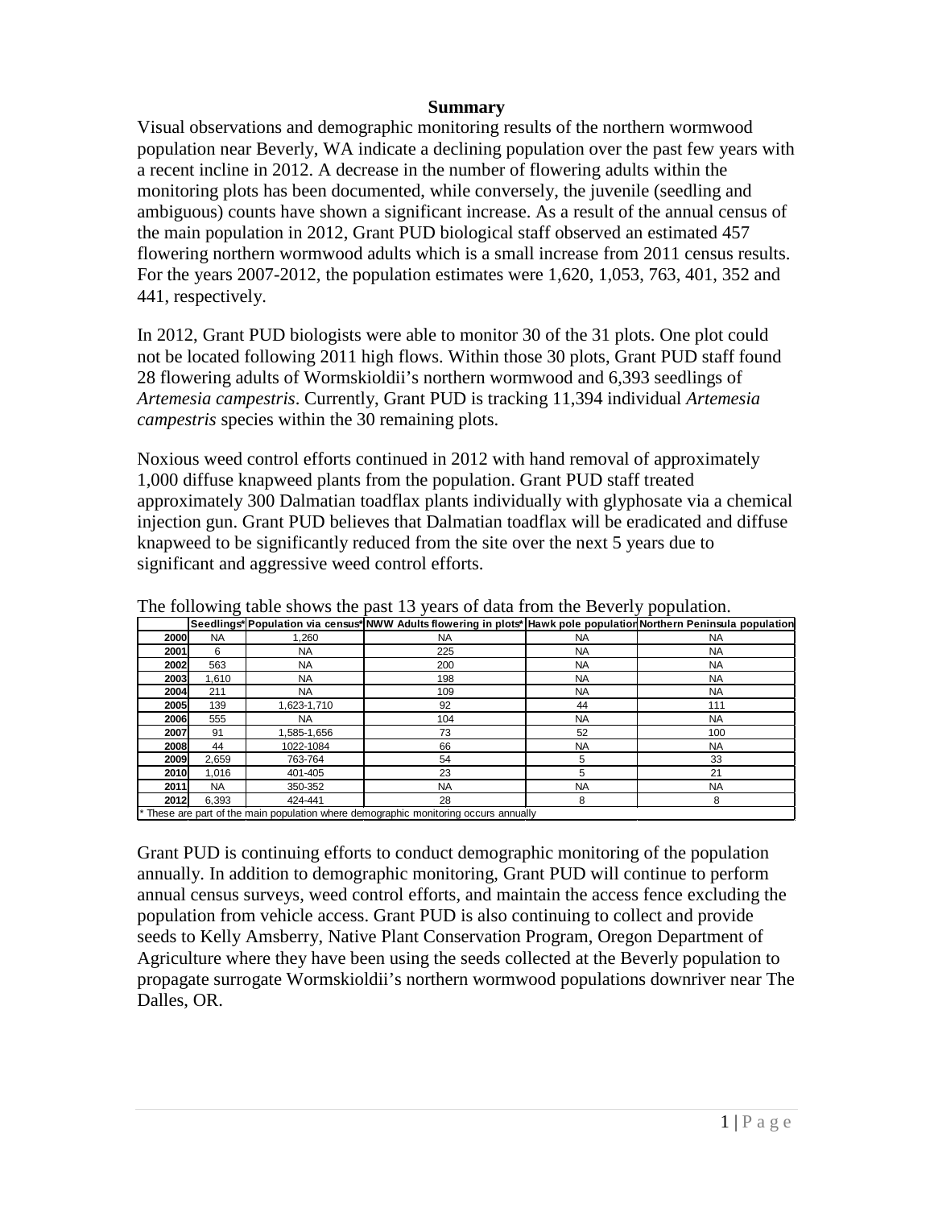## Summary

Visual observations and demographic monitoring results of the northern wormwood population near Beverly, WA indicate a declining population over the past few years with a recent incline in 2012. A decrease in the number of flowering adults within the monitoring plots has been documented, while conversely, the juvenile (seedling and ambiguous) counts have shown a significant increase. As a result of the annual census of the main population in 2012, Grant PUD biological staff observed an estimated 457 flowering northern wormwood adults which is a small increase from 2011 census results. For the years 2007-2012, the population estimates were 1,620, 1,053, 763, 401, 352 and 441, respectively.

In 2012, Grant PUD biologists were able to monitor 30 of the 31 plots. One plot could not be located following 2011 high flows. Within those 30 plots, Grant PUD staff found 28 flowering adults of Wormskioldii's northern wormwood and 6,393 seedlings of *Artemesia campestris*. Currently, Grant PUD is tracking 11,394 individual *Artemesia campestris* species within the 30 remaining plots.

Noxious weed control efforts continued in 2012 with hand removal of approximately 1,000 diffuse knapweed plants from the population. Grant PUD staff treated approximately 300 Dalmatian toadflax plants individually with glyphosate via a chemical injection gun. Grant PUD believes that Dalmatian toadflax will be eradicated and diffuse knapweed to be significantly reduced from the site over the next 5 years due to significant and aggressive weed control efforts.

The following table shows the past 13 years of data from the Beverly population.

| | Seedlings* | Population via census* | NWW Adults flowering in plots* | Hawk pole population | Northern Peninsula population |
|---|---|---|---|---|---|
| 2000 | NA | 1,260 | NA | NA | NA |
| 2001 | 6 | NA | 225 | NA | NA |
| 2002 | 563 | NA | 200 | NA | NA |
| 2003 | 1,610 | NA | 198 | NA | NA |
| 2004 | 211 | NA | 109 | NA | NA |
| 2005 | 139 | 1,623-1,710 | 92 | 44 | 111 |
| 2006 | 555 | NA | 104 | NA | NA |
| 2007 | 91 | 1,585-1,656 | 73 | 52 | 100 |
| 2008 | 44 | 1022-1084 | 66 | NA | NA |
| 2009 | 2,659 | 763-764 | 54 | 5 | 33 |
| 2010 | 1,016 | 401-405 | 23 | 5 | 21 |
| 2011 | NA | 350-352 | NA | NA | NA |
| 2012 | 6,393 | 424-441 | 28 | 8 | 8 |

\* These are part of the main population where demographic monitoring occurs annually

Grant PUD is continuing efforts to conduct demographic monitoring of the population annually. In addition to demographic monitoring, Grant PUD will continue to perform annual census surveys, weed control efforts, and maintain the access fence excluding the population from vehicle access. Grant PUD is also continuing to collect and provide seeds to Kelly Amsberry, Native Plant Conservation Program, Oregon Department of Agriculture where they have been using the seeds collected at the Beverly population to propagate surrogate Wormskioldii's northern wormwood populations downriver near The Dalles, OR.